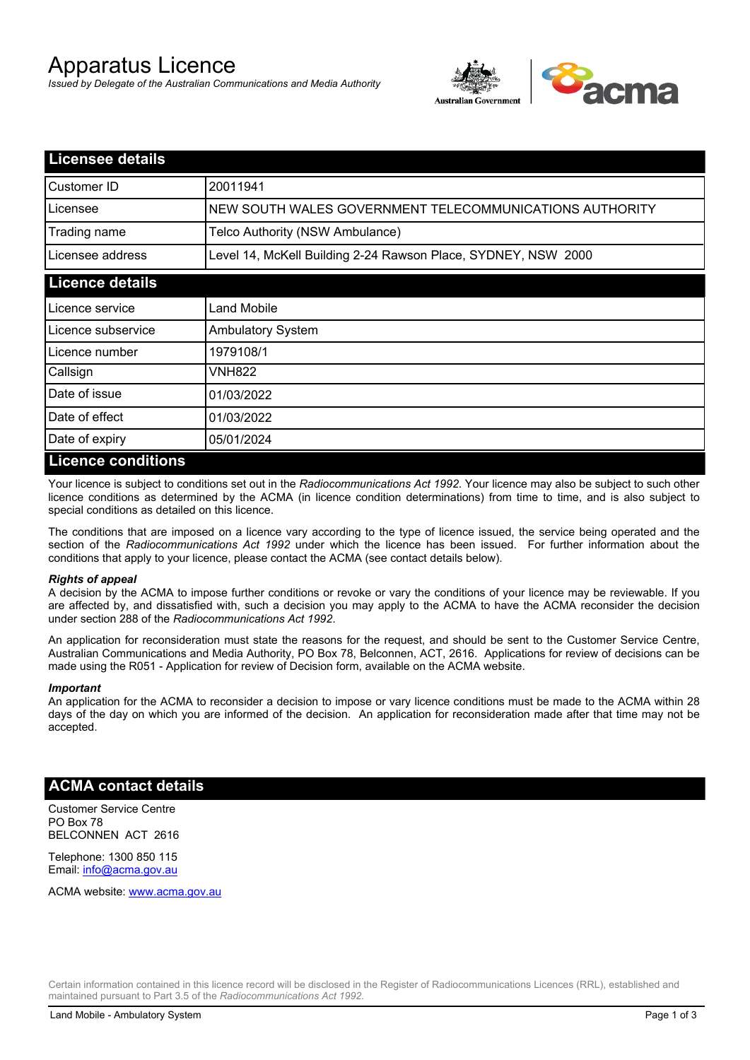# Apparatus Licence

*Issued by Delegate of the Australian Communications and Media Authority*

## Licensee details

| | |
|---|---|
| Customer ID | 20011941 |
| Licensee | NEW SOUTH WALES GOVERNMENT TELECOMMUNICATIONS AUTHORITY |
| Trading name | Telco Authority (NSW Ambulance) |
| Licensee address | Level 14, McKell Building 2-24 Rawson Place, SYDNEY, NSW 2000 |

## Licence details

| | |
|---|---|
| Licence service | Land Mobile |
| Licence subservice | Ambulatory System |
| Licence number | 1979108/1 |
| Callsign | VNH822 |
| Date of issue | 01/03/2022 |
| Date of effect | 01/03/2022 |
| Date of expiry | 05/01/2024 |

## Licence conditions

Your licence is subject to conditions set out in the *Radiocommunications Act 1992*. Your licence may also be subject to such other licence conditions as determined by the ACMA (in licence condition determinations) from time to time, and is also subject to special conditions as detailed on this licence.

The conditions that are imposed on a licence vary according to the type of licence issued, the service being operated and the section of the *Radiocommunications Act 1992* under which the licence has been issued. For further information about the conditions that apply to your licence, please contact the ACMA (see contact details below).

***Rights of appeal***

A decision by the ACMA to impose further conditions or revoke or vary the conditions of your licence may be reviewable. If you are affected by, and dissatisfied with, such a decision you may apply to the ACMA to have the ACMA reconsider the decision under section 288 of the *Radiocommunications Act 1992*.

An application for reconsideration must state the reasons for the request, and should be sent to the Customer Service Centre, Australian Communications and Media Authority, PO Box 78, Belconnen, ACT, 2616. Applications for review of decisions can be made using the R051 - Application for review of Decision form, available on the ACMA website.

***Important***

An application for the ACMA to reconsider a decision to impose or vary licence conditions must be made to the ACMA within 28 days of the day on which you are informed of the decision. An application for reconsideration made after that time may not be accepted.

## ACMA contact details

Customer Service Centre
PO Box 78
BELCONNEN ACT 2616

Telephone: 1300 850 115
Email: info@acma.gov.au

ACMA website: www.acma.gov.au

Certain information contained in this licence record will be disclosed in the Register of Radiocommunications Licences (RRL), established and maintained pursuant to Part 3.5 of the *Radiocommunications Act 1992.*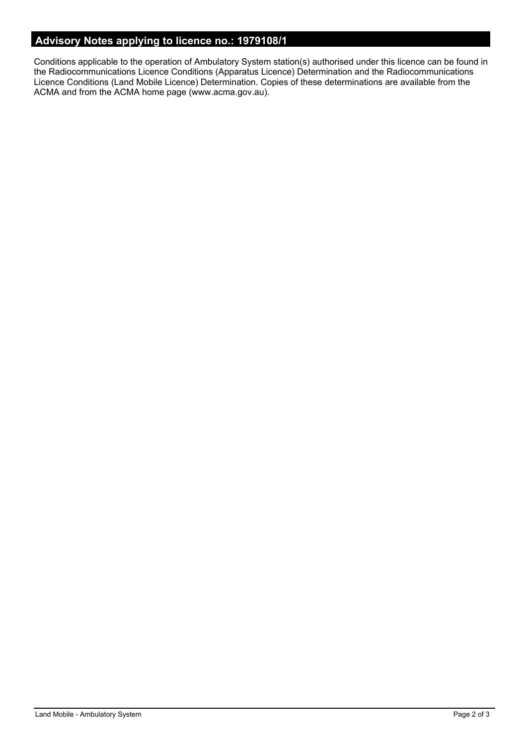## Advisory Notes applying to licence no.: 1979108/1

Conditions applicable to the operation of Ambulatory System station(s) authorised under this licence can be found in the Radiocommunications Licence Conditions (Apparatus Licence) Determination and the Radiocommunications Licence Conditions (Land Mobile Licence) Determination. Copies of these determinations are available from the ACMA and from the ACMA home page (www.acma.gov.au).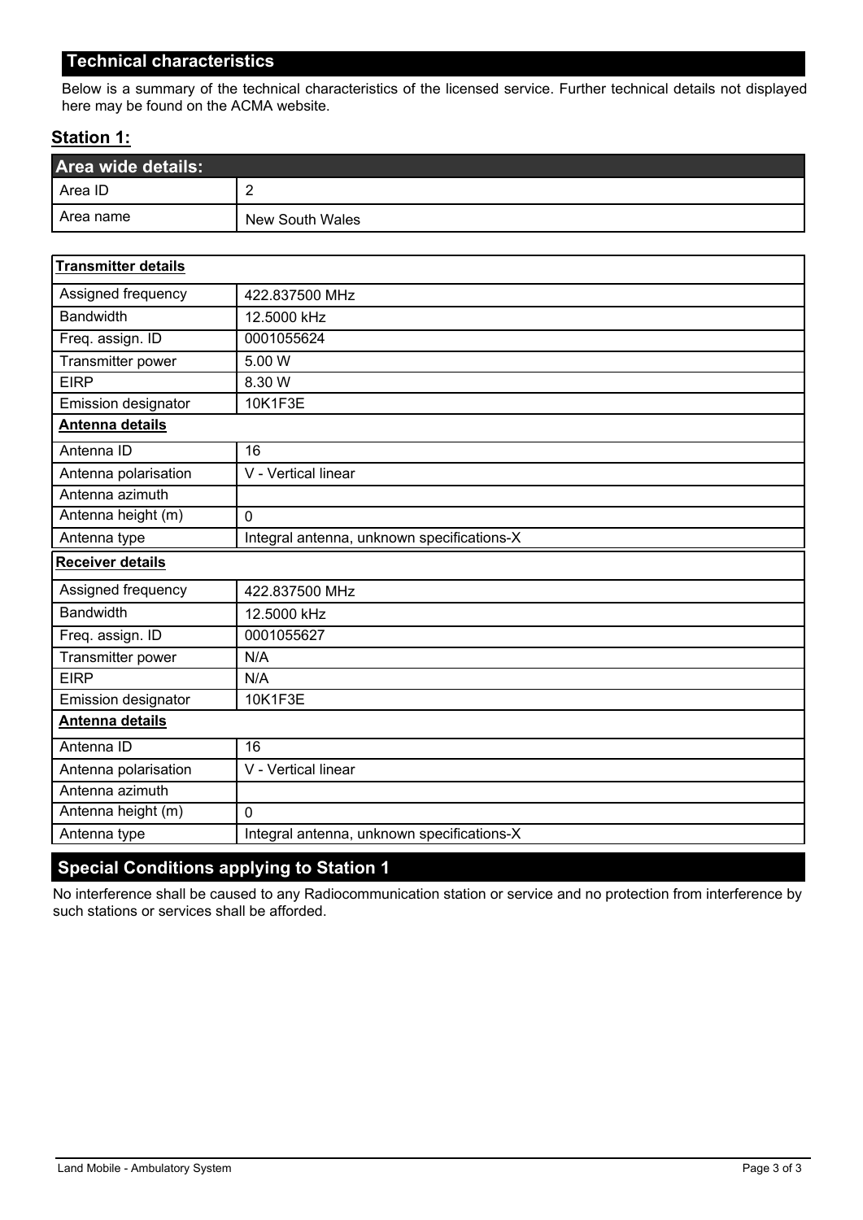## Technical characteristics

Below is a summary of the technical characteristics of the licensed service. Further technical details not displayed here may be found on the ACMA website.

### Station 1:

| Area wide details: | |
|---|---|
| Area ID | 2 |
| Area name | New South Wales |

| Transmitter details | |
|---|---|
| Assigned frequency | 422.837500 MHz |
| Bandwidth | 12.5000 kHz |
| Freq. assign. ID | 0001055624 |
| Transmitter power | 5.00 W |
| EIRP | 8.30 W |
| Emission designator | 10K1F3E |
| **Antenna details** | |
| Antenna ID | 16 |
| Antenna polarisation | V - Vertical linear |
| Antenna azimuth | |
| Antenna height (m) | 0 |
| Antenna type | Integral antenna, unknown specifications-X |

| Receiver details | |
|---|---|
| Assigned frequency | 422.837500 MHz |
| Bandwidth | 12.5000 kHz |
| Freq. assign. ID | 0001055627 |
| Transmitter power | N/A |
| EIRP | N/A |
| Emission designator | 10K1F3E |
| **Antenna details** | |
| Antenna ID | 16 |
| Antenna polarisation | V - Vertical linear |
| Antenna azimuth | |
| Antenna height (m) | 0 |
| Antenna type | Integral antenna, unknown specifications-X |

## Special Conditions applying to Station 1

No interference shall be caused to any Radiocommunication station or service and no protection from interference by such stations or services shall be afforded.